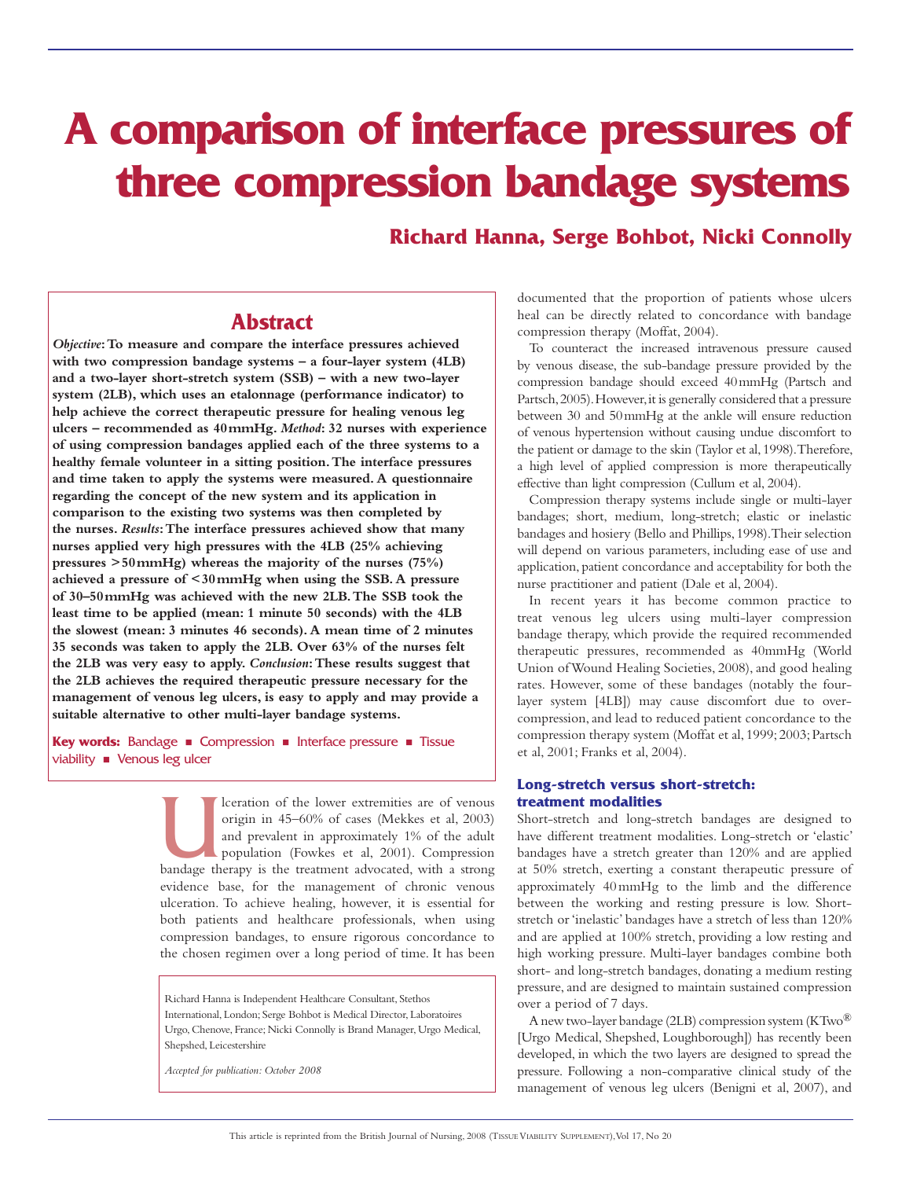# A comparison of interface pressures of three compression bandage systems

**Richard Hanna, Serge Bohbot, Nicki Connolly**

## Abstract

***Objective*: To measure and compare the interface pressures achieved with two compression bandage systems – a four-layer system (4LB) and a two-layer short-stretch system (SSB) – with a new two-layer system (2LB), which uses an etalonnage (performance indicator) to help achieve the correct therapeutic pressure for healing venous leg ulcers – recommended as 40 mmHg. *Method*: 32 nurses with experience of using compression bandages applied each of the three systems to a healthy female volunteer in a sitting position. The interface pressures and time taken to apply the systems were measured. A questionnaire regarding the concept of the new system and its application in comparison to the existing two systems was then completed by the nurses. *Results*: The interface pressures achieved show that many nurses applied very high pressures with the 4LB (25% achieving pressures >50 mmHg) whereas the majority of the nurses (75%) achieved a pressure of <30 mmHg when using the SSB. A pressure of 30–50 mmHg was achieved with the new 2LB. The SSB took the least time to be applied (mean: 1 minute 50 seconds) with the 4LB the slowest (mean: 3 minutes 46 seconds). A mean time of 2 minutes 35 seconds was taken to apply the 2LB. Over 63% of the nurses felt the 2LB was very easy to apply. *Conclusion*: These results suggest that the 2LB achieves the required therapeutic pressure necessary for the management of venous leg ulcers, is easy to apply and may provide a suitable alternative to other multi-layer bandage systems.**

**Key words:** Bandage ■ Compression ■ Interface pressure ■ Tissue viability ■ Venous leg ulcer

Ulceration of the lower extremities are of venous origin in 45–60% of cases (Mekkes et al, 2003) and prevalent in approximately 1% of the adult population (Fowkes et al, 2001). Compression bandage therapy is the treatment advocated, with a strong evidence base, for the management of chronic venous ulceration. To achieve healing, however, it is essential for both patients and healthcare professionals, when using compression bandages, to ensure rigorous concordance to the chosen regimen over a long period of time. It has been documented that the proportion of patients whose ulcers heal can be directly related to concordance with bandage compression therapy (Moffat, 2004).

Richard Hanna is Independent Healthcare Consultant, Stethos International, London; Serge Bohbot is Medical Director, Laboratoires Urgo, Chenove, France; Nicki Connolly is Brand Manager, Urgo Medical, Shepshed, Leicestershire

*Accepted for publication: October 2008*

To counteract the increased intravenous pressure caused by venous disease, the sub-bandage pressure provided by the compression bandage should exceed 40 mmHg (Partsch and Partsch, 2005). However, it is generally considered that a pressure between 30 and 50 mmHg at the ankle will ensure reduction of venous hypertension without causing undue discomfort to the patient or damage to the skin (Taylor et al, 1998). Therefore, a high level of applied compression is more therapeutically effective than light compression (Cullum et al, 2004).

Compression therapy systems include single or multi-layer bandages; short, medium, long-stretch; elastic or inelastic bandages and hosiery (Bello and Phillips, 1998). Their selection will depend on various parameters, including ease of use and application, patient concordance and acceptability for both the nurse practitioner and patient (Dale et al, 2004).

In recent years it has become common practice to treat venous leg ulcers using multi-layer compression bandage therapy, which provide the required recommended therapeutic pressures, recommended as 40mmHg (World Union of Wound Healing Societies, 2008), and good healing rates. However, some of these bandages (notably the four-layer system [4LB]) may cause discomfort due to over-compression, and lead to reduced patient concordance to the compression therapy system (Moffat et al, 1999; 2003; Partsch et al, 2001; Franks et al, 2004).

### Long-stretch versus short-stretch: treatment modalities

Short-stretch and long-stretch bandages are designed to have different treatment modalities. Long-stretch or 'elastic' bandages have a stretch greater than 120% and are applied at 50% stretch, exerting a constant therapeutic pressure of approximately 40 mmHg to the limb and the difference between the working and resting pressure is low. Short-stretch or 'inelastic' bandages have a stretch of less than 120% and are applied at 100% stretch, providing a low resting and high working pressure. Multi-layer bandages combine both short- and long-stretch bandages, donating a medium resting pressure, and are designed to maintain sustained compression over a period of 7 days.

A new two-layer bandage (2LB) compression system (KTwo® [Urgo Medical, Shepshed, Loughborough]) has recently been developed, in which the two layers are designed to spread the pressure. Following a non-comparative clinical study of the management of venous leg ulcers (Benigni et al, 2007), and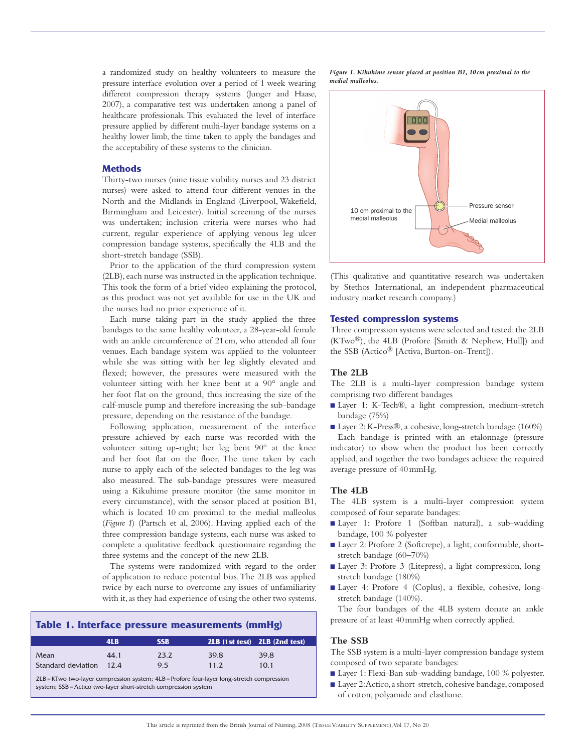a randomized study on healthy volunteers to measure the pressure interface evolution over a period of 1 week wearing different compression therapy systems (Junger and Haase, 2007), a comparative test was undertaken among a panel of healthcare professionals. This evaluated the level of interface pressure applied by different multi-layer bandage systems on a healthy lower limb, the time taken to apply the bandages and the acceptability of these systems to the clinician.

## Methods

Thirty-two nurses (nine tissue viability nurses and 23 district nurses) were asked to attend four different venues in the North and the Midlands in England (Liverpool, Wakefield, Birmingham and Leicester). Initial screening of the nurses was undertaken; inclusion criteria were nurses who had current, regular experience of applying venous leg ulcer compression bandage systems, specifically the 4LB and the short-stretch bandage (SSB).

Prior to the application of the third compression system (2LB), each nurse was instructed in the application technique. This took the form of a brief video explaining the protocol, as this product was not yet available for use in the UK and the nurses had no prior experience of it.

Each nurse taking part in the study applied the three bandages to the same healthy volunteer, a 28-year-old female with an ankle circumference of 21 cm, who attended all four venues. Each bandage system was applied to the volunteer while she was sitting with her leg slightly elevated and flexed; however, the pressures were measured with the volunteer sitting with her knee bent at a 90° angle and her foot flat on the ground, thus increasing the size of the calf-muscle pump and therefore increasing the sub-bandage pressure, depending on the resistance of the bandage.

Following application, measurement of the interface pressure achieved by each nurse was recorded with the volunteer sitting up-right; her leg bent 90° at the knee and her foot flat on the floor. The time taken by each nurse to apply each of the selected bandages to the leg was also measured. The sub-bandage pressures were measured using a Kikuhime pressure monitor (the same monitor in every circumstance), with the sensor placed at position B1, which is located 10 cm proximal to the medial malleolus (*Figure 1*) (Partsch et al, 2006). Having applied each of the three compression bandage systems, each nurse was asked to complete a qualitative feedback questionnaire regarding the three systems and the concept of the new 2LB.

The systems were randomized with regard to the order of application to reduce potential bias. The 2LB was applied twice by each nurse to overcome any issues of unfamiliarity with it, as they had experience of using the other two systems.

**Table 1. Interface pressure measurements (mmHg)**

| | 4LB | SSB | 2LB (1st test) | 2LB (2nd test) |
|---|---|---|---|---|
| Mean | 44.1 | 23.2 | 39.8 | 39.8 |
| Standard deviation | 12.4 | 9.5 | 11.2 | 10.1 |

2LB = KTwo two-layer compression system; 4LB = Profore four-layer long-stretch compression system; SSB = Actico two-layer short-stretch compression system

*Figure 1. Kikuhime sensor placed at position B1, 10 cm proximal to the medial malleolus.*

(This qualitative and quantitative research was undertaken by Stethos International, an independent pharmaceutical industry market research company.)

## Tested compression systems

Three compression systems were selected and tested: the 2LB (KTwo®), the 4LB (Profore [Smith & Nephew, Hull]) and the SSB (Actico® [Activa, Burton-on-Trent]).

### The 2LB

The 2LB is a multi-layer compression bandage system comprising two different bandages

- Layer 1: K-Tech®, a light compression, medium-stretch bandage (75%)
- Layer 2: K-Press®, a cohesive, long-stretch bandage (160%)

Each bandage is printed with an etalonnage (pressure indicator) to show when the product has been correctly applied, and together the two bandages achieve the required average pressure of 40 mmHg.

### The 4LB

The 4LB system is a multi-layer compression system composed of four separate bandages:

- Layer 1: Profore 1 (Softban natural), a sub-wadding bandage, 100 % polyester
- Layer 2: Profore 2 (Softcrepe), a light, conformable, short-stretch bandage (60–70%)
- Layer 3: Profore 3 (Litepress), a light compression, long-stretch bandage (180%)
- Layer 4: Profore 4 (Coplus), a flexible, cohesive, long-stretch bandage (140%).

The four bandages of the 4LB system donate an ankle pressure of at least 40 mmHg when correctly applied.

### The SSB

The SSB system is a multi-layer compression bandage system composed of two separate bandages:

- Layer 1: Flexi-Ban sub-wadding bandage, 100 % polyester.
- Layer 2: Actico, a short-stretch, cohesive bandage, composed of cotton, polyamide and elasthane.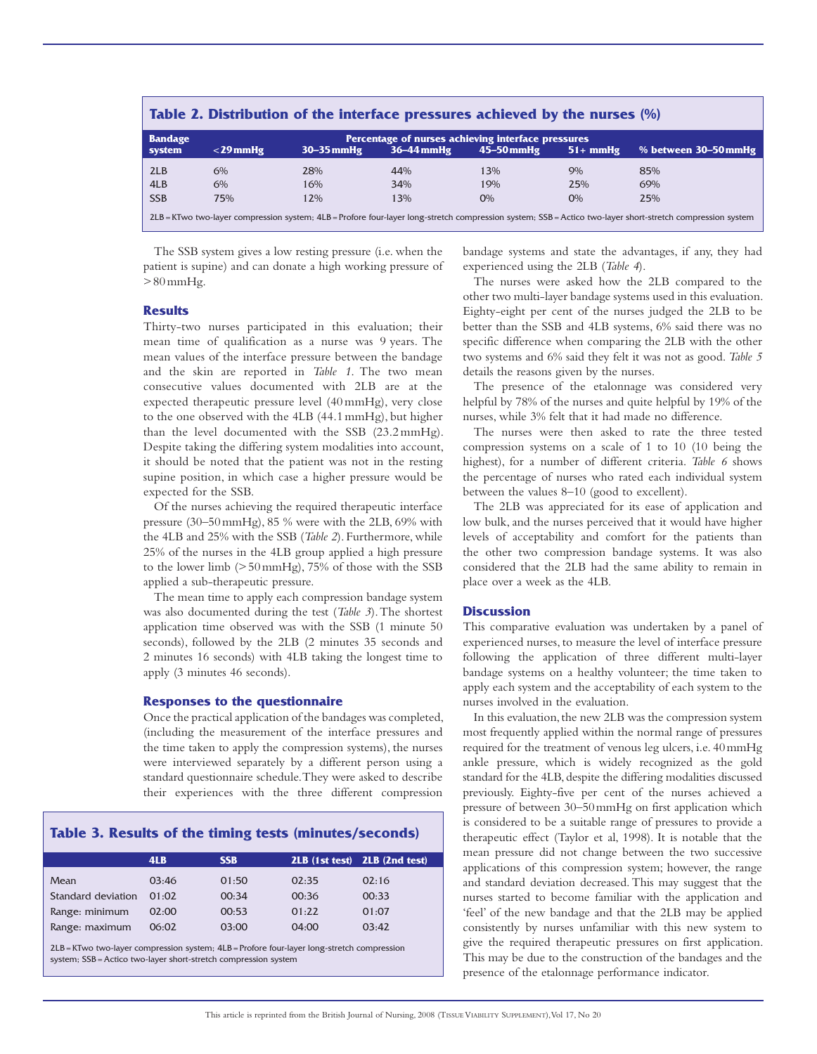**Table 2. Distribution of the interface pressures achieved by the nurses (%)**

| Bandage system | Percentage of nurses achieving interface pressures | | | | | |
|---|---|---|---|---|---|---|
| | <29 mmHg | 30–35 mmHg | 36–44 mmHg | 45–50 mmHg | 51+ mmHg | % between 30–50 mmHg |
| 2LB | 6% | 28% | 44% | 13% | 9% | 85% |
| 4LB | 6% | 16% | 34% | 19% | 25% | 69% |
| SSB | 75% | 12% | 13% | 0% | 0% | 25% |

2LB = KTwo two-layer compression system; 4LB = Profore four-layer long-stretch compression system; SSB = Actico two-layer short-stretch compression system

The SSB system gives a low resting pressure (i.e. when the patient is supine) and can donate a high working pressure of >80 mmHg.

### Results

Thirty-two nurses participated in this evaluation; their mean time of qualification as a nurse was 9 years. The mean values of the interface pressure between the bandage and the skin are reported in *Table 1*. The two mean consecutive values documented with 2LB are at the expected therapeutic pressure level (40 mmHg), very close to the one observed with the 4LB (44.1 mmHg), but higher than the level documented with the SSB (23.2 mmHg). Despite taking the differing system modalities into account, it should be noted that the patient was not in the resting supine position, in which case a higher pressure would be expected for the SSB.

Of the nurses achieving the required therapeutic interface pressure (30–50 mmHg), 85 % were with the 2LB, 69% with the 4LB and 25% with the SSB (*Table 2*). Furthermore, while 25% of the nurses in the 4LB group applied a high pressure to the lower limb (>50 mmHg), 75% of those with the SSB applied a sub-therapeutic pressure.

The mean time to apply each compression bandage system was also documented during the test (*Table 3*). The shortest application time observed was with the SSB (1 minute 50 seconds), followed by the 2LB (2 minutes 35 seconds and 2 minutes 16 seconds) with 4LB taking the longest time to apply (3 minutes 46 seconds).

### Responses to the questionnaire

Once the practical application of the bandages was completed, (including the measurement of the interface pressures and the time taken to apply the compression systems), the nurses were interviewed separately by a different person using a standard questionnaire schedule. They were asked to describe their experiences with the three different compression bandage systems and state the advantages, if any, they had experienced using the 2LB (*Table 4*).

The nurses were asked how the 2LB compared to the other two multi-layer bandage systems used in this evaluation. Eighty-eight per cent of the nurses judged the 2LB to be better than the SSB and 4LB systems, 6% said there was no specific difference when comparing the 2LB with the other two systems and 6% said they felt it was not as good. *Table 5* details the reasons given by the nurses.

The presence of the etalonnage was considered very helpful by 78% of the nurses and quite helpful by 19% of the nurses, while 3% felt that it had made no difference.

The nurses were then asked to rate the three tested compression systems on a scale of 1 to 10 (10 being the highest), for a number of different criteria. *Table 6* shows the percentage of nurses who rated each individual system between the values 8–10 (good to excellent).

The 2LB was appreciated for its ease of application and low bulk, and the nurses perceived that it would have higher levels of acceptability and comfort for the patients than the other two compression bandage systems. It was also considered that the 2LB had the same ability to remain in place over a week as the 4LB.

**Table 3. Results of the timing tests (minutes/seconds)**

| | 4LB | SSB | 2LB (1st test) | 2LB (2nd test) |
|---|---|---|---|---|
| Mean | 03:46 | 01:50 | 02:35 | 02:16 |
| Standard deviation | 01:02 | 00:34 | 00:36 | 00:33 |
| Range: minimum | 02:00 | 00:53 | 01:22 | 01:07 |
| Range: maximum | 06:02 | 03:00 | 04:00 | 03:42 |

2LB = KTwo two-layer compression system; 4LB = Profore four-layer long-stretch compression system; SSB = Actico two-layer short-stretch compression system

### Discussion

This comparative evaluation was undertaken by a panel of experienced nurses, to measure the level of interface pressure following the application of three different multi-layer bandage systems on a healthy volunteer; the time taken to apply each system and the acceptability of each system to the nurses involved in the evaluation.

In this evaluation, the new 2LB was the compression system most frequently applied within the normal range of pressures required for the treatment of venous leg ulcers, i.e. 40 mmHg ankle pressure, which is widely recognized as the gold standard for the 4LB, despite the differing modalities discussed previously. Eighty-five per cent of the nurses achieved a pressure of 30–50 mmHg on first application which is considered to be a suitable range of pressures to provide a therapeutic effect (Taylor et al, 1998). It is notable that the mean pressure did not change between the two successive applications of this compression system; however, the range and standard deviation decreased. This may suggest that the nurses started to become familiar with the application and 'feel' of the new bandage and that the 2LB may be applied consistently by nurses unfamiliar with this new system to give the required therapeutic pressures on first application. This may be due to the construction of the bandages and the presence of the etalonnage performance indicator.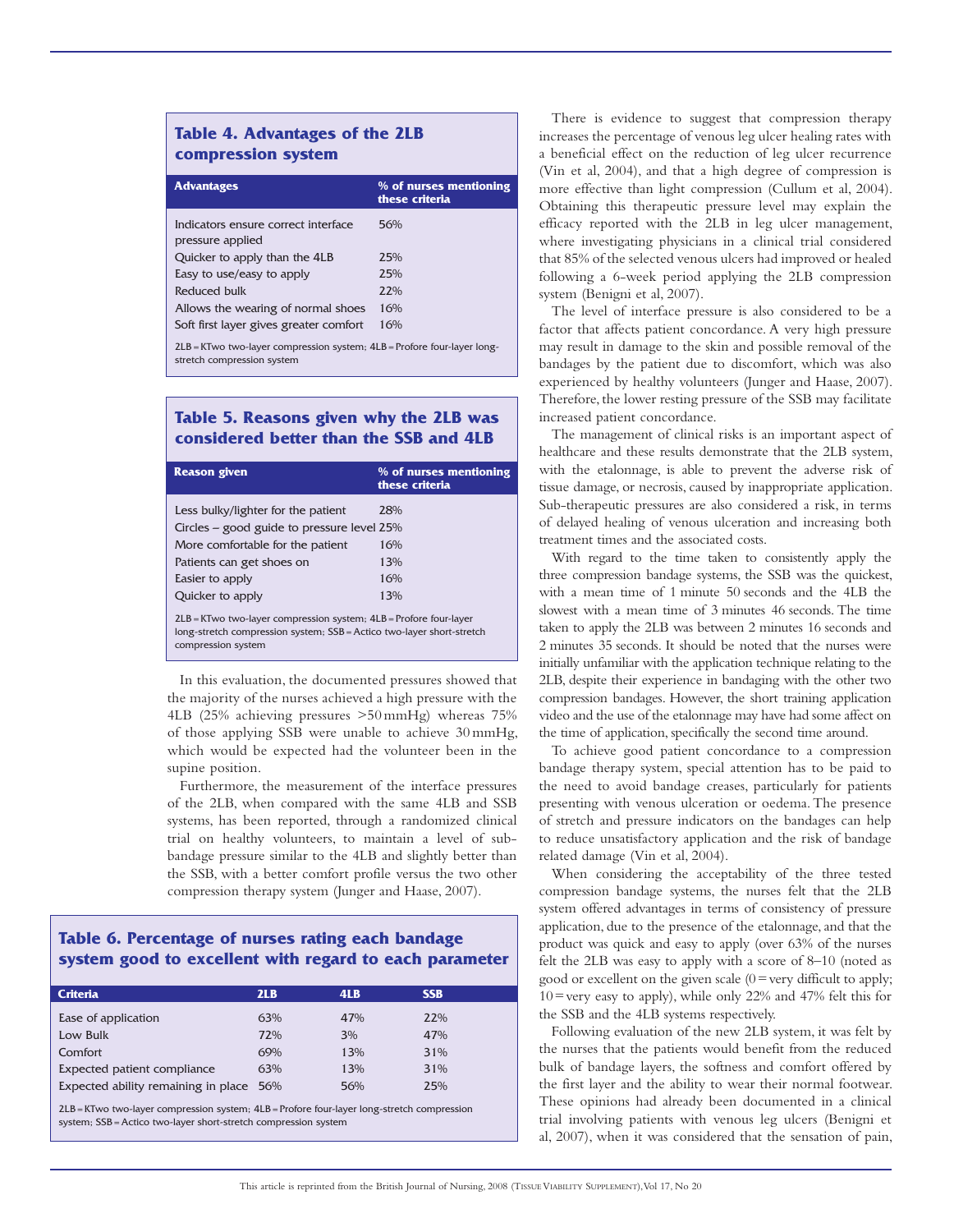### Table 4. Advantages of the 2LB compression system

| Advantages | % of nurses mentioning these criteria |
|---|---|
| Indicators ensure correct interface pressure applied | 56% |
| Quicker to apply than the 4LB | 25% |
| Easy to use/easy to apply | 25% |
| Reduced bulk | 22% |
| Allows the wearing of normal shoes | 16% |
| Soft first layer gives greater comfort | 16% |

2LB = KTwo two-layer compression system; 4LB = Profore four-layer long-stretch compression system

### Table 5. Reasons given why the 2LB was considered better than the SSB and 4LB

| Reason given | % of nurses mentioning these criteria |
|---|---|
| Less bulky/lighter for the patient | 28% |
| Circles – good guide to pressure level | 25% |
| More comfortable for the patient | 16% |
| Patients can get shoes on | 13% |
| Easier to apply | 16% |
| Quicker to apply | 13% |

2LB = KTwo two-layer compression system; 4LB = Profore four-layer long-stretch compression system; SSB = Actico two-layer short-stretch compression system

In this evaluation, the documented pressures showed that the majority of the nurses achieved a high pressure with the 4LB (25% achieving pressures >50 mmHg) whereas 75% of those applying SSB were unable to achieve 30 mmHg, which would be expected had the volunteer been in the supine position.

Furthermore, the measurement of the interface pressures of the 2LB, when compared with the same 4LB and SSB systems, has been reported, through a randomized clinical trial on healthy volunteers, to maintain a level of sub-bandage pressure similar to the 4LB and slightly better than the SSB, with a better comfort profile versus the two other compression therapy system (Junger and Haase, 2007).

### Table 6. Percentage of nurses rating each bandage system good to excellent with regard to each parameter

| Criteria | 2LB | 4LB | SSB |
|---|---|---|---|
| Ease of application | 63% | 47% | 22% |
| Low Bulk | 72% | 3% | 47% |
| Comfort | 69% | 13% | 31% |
| Expected patient compliance | 63% | 13% | 31% |
| Expected ability remaining in place | 56% | 56% | 25% |

2LB = KTwo two-layer compression system; 4LB = Profore four-layer long-stretch compression system; SSB = Actico two-layer short-stretch compression system

There is evidence to suggest that compression therapy increases the percentage of venous leg ulcer healing rates with a beneficial effect on the reduction of leg ulcer recurrence (Vin et al, 2004), and that a high degree of compression is more effective than light compression (Cullum et al, 2004). Obtaining this therapeutic pressure level may explain the efficacy reported with the 2LB in leg ulcer management, where investigating physicians in a clinical trial considered that 85% of the selected venous ulcers had improved or healed following a 6-week period applying the 2LB compression system (Benigni et al, 2007).

The level of interface pressure is also considered to be a factor that affects patient concordance. A very high pressure may result in damage to the skin and possible removal of the bandages by the patient due to discomfort, which was also experienced by healthy volunteers (Junger and Haase, 2007). Therefore, the lower resting pressure of the SSB may facilitate increased patient concordance.

The management of clinical risks is an important aspect of healthcare and these results demonstrate that the 2LB system, with the etalonnage, is able to prevent the adverse risk of tissue damage, or necrosis, caused by inappropriate application. Sub-therapeutic pressures are also considered a risk, in terms of delayed healing of venous ulceration and increasing both treatment times and the associated costs.

With regard to the time taken to consistently apply the three compression bandage systems, the SSB was the quickest, with a mean time of 1 minute 50 seconds and the 4LB the slowest with a mean time of 3 minutes 46 seconds. The time taken to apply the 2LB was between 2 minutes 16 seconds and 2 minutes 35 seconds. It should be noted that the nurses were initially unfamiliar with the application technique relating to the 2LB, despite their experience in bandaging with the other two compression bandages. However, the short training application video and the use of the etalonnage may have had some affect on the time of application, specifically the second time around.

To achieve good patient concordance to a compression bandage therapy system, special attention has to be paid to the need to avoid bandage creases, particularly for patients presenting with venous ulceration or oedema. The presence of stretch and pressure indicators on the bandages can help to reduce unsatisfactory application and the risk of bandage related damage (Vin et al, 2004).

When considering the acceptability of the three tested compression bandage systems, the nurses felt that the 2LB system offered advantages in terms of consistency of pressure application, due to the presence of the etalonnage, and that the product was quick and easy to apply (over 63% of the nurses felt the 2LB was easy to apply with a score of 8–10 (noted as good or excellent on the given scale (0 = very difficult to apply; 10 = very easy to apply), while only 22% and 47% felt this for the SSB and the 4LB systems respectively.

Following evaluation of the new 2LB system, it was felt by the nurses that the patients would benefit from the reduced bulk of bandage layers, the softness and comfort offered by the first layer and the ability to wear their normal footwear. These opinions had already been documented in a clinical trial involving patients with venous leg ulcers (Benigni et al, 2007), when it was considered that the sensation of pain,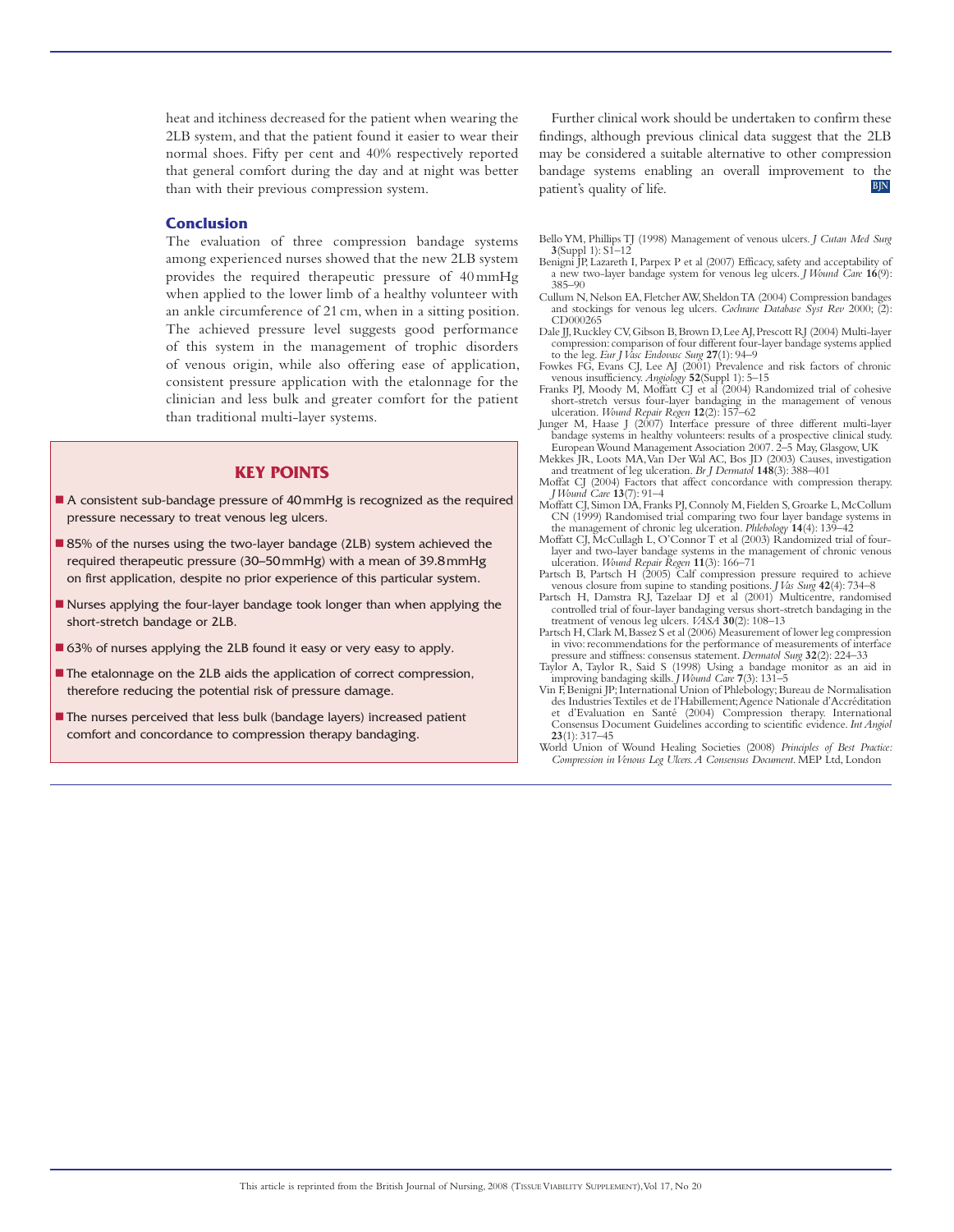heat and itchiness decreased for the patient when wearing the 2LB system, and that the patient found it easier to wear their normal shoes. Fifty per cent and 40% respectively reported that general comfort during the day and at night was better than with their previous compression system.

## Conclusion

The evaluation of three compression bandage systems among experienced nurses showed that the new 2LB system provides the required therapeutic pressure of 40 mmHg when applied to the lower limb of a healthy volunteer with an ankle circumference of 21 cm, when in a sitting position. The achieved pressure level suggests good performance of this system in the management of trophic disorders of venous origin, while also offering ease of application, consistent pressure application with the etalonnage for the clinician and less bulk and greater comfort for the patient than traditional multi-layer systems.

Further clinical work should be undertaken to confirm these findings, although previous clinical data suggest that the 2LB may be considered a suitable alternative to other compression bandage systems enabling an overall improvement to the patient's quality of life.

### KEY POINTS

- A consistent sub-bandage pressure of 40 mmHg is recognized as the required pressure necessary to treat venous leg ulcers.
- 85% of the nurses using the two-layer bandage (2LB) system achieved the required therapeutic pressure (30–50 mmHg) with a mean of 39.8 mmHg on first application, despite no prior experience of this particular system.
- Nurses applying the four-layer bandage took longer than when applying the short-stretch bandage or 2LB.
- 63% of nurses applying the 2LB found it easy or very easy to apply.
- The etalonnage on the 2LB aids the application of correct compression, therefore reducing the potential risk of pressure damage.
- The nurses perceived that less bulk (bandage layers) increased patient comfort and concordance to compression therapy bandaging.

Bello YM, Phillips TJ (1998) Management of venous ulcers. *J Cutan Med Surg* **3**(Suppl 1): S1–12

Benigni JP, Lazareth I, Parpex P et al (2007) Efficacy, safety and acceptability of a new two-layer bandage system for venous leg ulcers. *J Wound Care* **16**(9): 385–90

Cullum N, Nelson EA, Fletcher AW, Sheldon TA (2004) Compression bandages and stockings for venous leg ulcers. *Cochrane Database Syst Rev* 2000; (2): CD000265

Dale JJ, Ruckley CV, Gibson B, Brown D, Lee AJ, Prescott RJ (2004) Multi-layer compression: comparison of four different four-layer bandage systems applied to the leg. *Eur J Vasc Endovasc Surg* **27**(1): 94–9

Fowkes FG, Evans CJ, Lee AJ (2001) Prevalence and risk factors of chronic venous insufficiency. *Angiology* **52**(Suppl 1): 5–15

Franks PJ, Moody M, Moffatt CJ et al (2004) Randomized trial of cohesive short-stretch versus four-layer bandaging in the management of venous ulceration. *Wound Repair Regen* **12**(2): 157–62

Junger M, Haase J (2007) Interface pressure of three different multi-layer bandage systems in healthy volunteers: results of a prospective clinical study. European Wound Management Association 2007. 2–5 May, Glasgow, UK

Mekkes JR, Loots MA, Van Der Wal AC, Bos JD (2003) Causes, investigation and treatment of leg ulceration. *Br J Dermatol* **148**(3): 388–401

Moffat CJ (2004) Factors that affect concordance with compression therapy. *J Wound Care* **13**(7): 91–4

Moffatt CJ, Simon DA, Franks PJ, Connoly M, Fielden S, Groarke L, McCollum CN (1999) Randomised trial comparing two four layer bandage systems in the management of chronic leg ulceration. *Phlebology* **14**(4): 139–42

Moffatt CJ, McCullagh L, O'Connor T et al (2003) Randomized trial of four-layer and two-layer bandage systems in the management of chronic venous ulceration. *Wound Repair Regen* **11**(3): 166–71

Partsch B, Partsch H (2005) Calf compression pressure required to achieve venous closure from supine to standing positions. *J Vas Surg* **42**(4): 734–8

Partsch H, Damstra RJ, Tazelaar DJ et al (2001) Multicentre, randomised controlled trial of four-layer bandaging versus short-stretch bandaging in the treatment of venous leg ulcers. *VASA* **30**(2): 108–13

Partsch H, Clark M, Bassez S et al (2006) Measurement of lower leg compression in vivo: recommendations for the performance of measurements of interface pressure and stiffness: consensus statement. *Dermatol Surg* **32**(2): 224–33

Taylor A, Taylor R, Said S (1998) Using a bandage monitor as an aid in improving bandaging skills. *J Wound Care* **7**(3): 131–5

Vin F, Benigni JP; International Union of Phlebology; Bureau de Normalisation des Industries Textiles et de l'Habillement; Agence Nationale d'Accréditation et d'Evaluation en Santé (2004) Compression therapy. International Consensus Document Guidelines according to scientific evidence. *Int Angiol* **23**(1): 317–45

World Union of Wound Healing Societies (2008) *Principles of Best Practice: Compression in Venous Leg Ulcers. A Consensus Document*. MEP Ltd, London

This article is reprinted from the British Journal of Nursing, 2008 (Tissue Viability Supplement), Vol 17, No 20